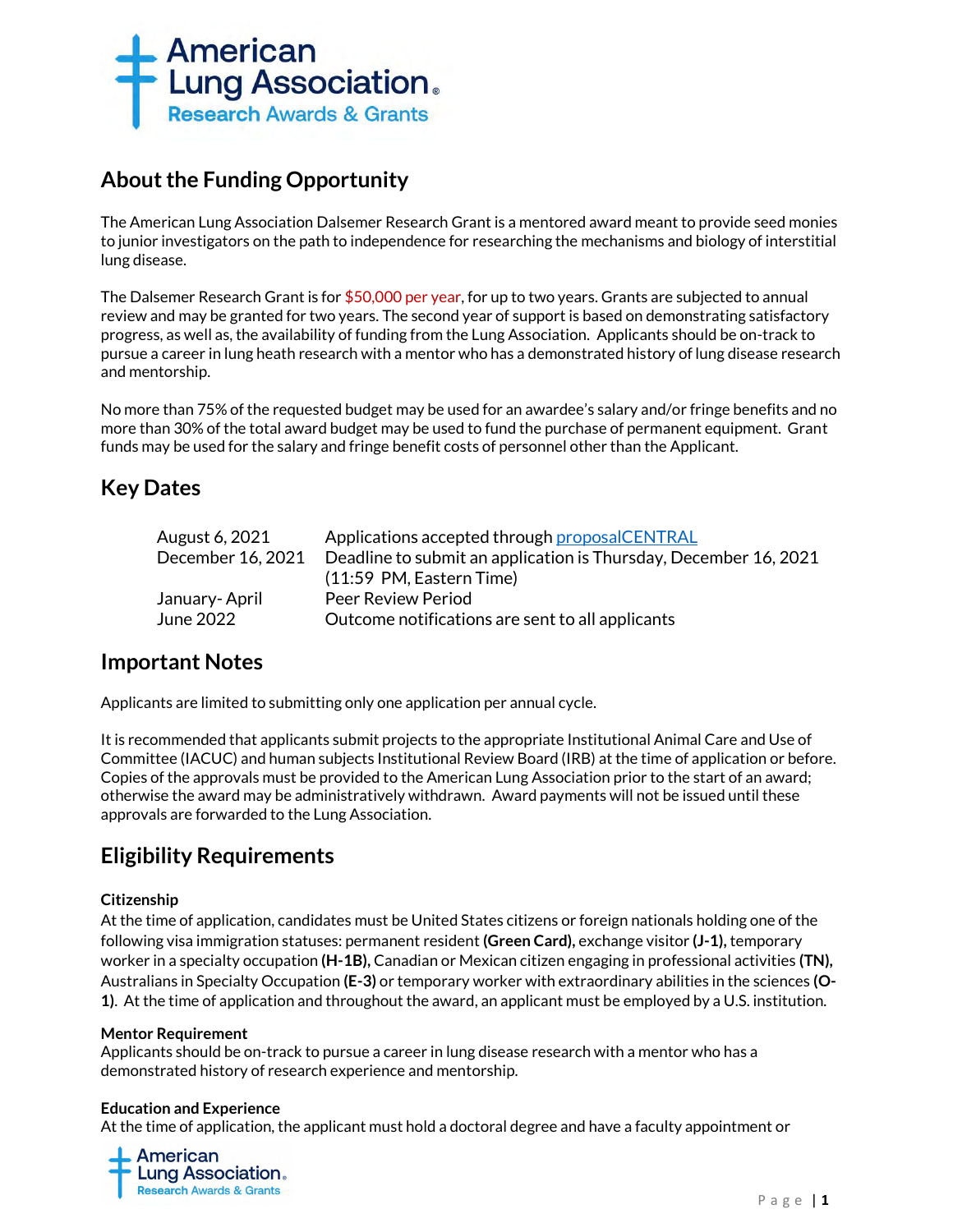## About the Funding Opportunity

The American Lung Association Dalsemer Research Grant is a mentored award meant to provide seed monies to junior investigators on the path to independence for researching the mechanisms and biology of interstitial lung disease.

The Dalsemer Research Grant is for $50,000 per year, for up to two years. Grants are subjected to annual review and may be granted for two years. The second year of support is based on demonstrating satisfactory progress, as well as, the availability of funding from the Lung Association. Applicants should be on-track to pursue a career in lung heath research with a mentor who has a demonstrated history of lung disease research and mentorship.

No more than 75% of the requested budget may be used for an awardee's salary and/or fringe benefits and no more than 30% of the total award budget may be used to fund the purchase of permanent equipment. Grant funds may be used for the salary and fringe benefit costs of personnel other than the Applicant.

## Key Dates

| | |
|---|---|
| August 6, 2021 | Applications accepted through [proposalCENTRAL](proposalCENTRAL) |
| December 16, 2021 | Deadline to submit an application is Thursday, December 16, 2021 (11:59 PM, Eastern Time) |
| January- April | Peer Review Period |
| June 2022 | Outcome notifications are sent to all applicants |

## Important Notes

Applicants are limited to submitting only one application per annual cycle.

It is recommended that applicants submit projects to the appropriate Institutional Animal Care and Use of Committee (IACUC) and human subjects Institutional Review Board (IRB) at the time of application or before. Copies of the approvals must be provided to the American Lung Association prior to the start of an award; otherwise the award may be administratively withdrawn. Award payments will not be issued until these approvals are forwarded to the Lung Association.

## Eligibility Requirements

**Citizenship**

At the time of application, candidates must be United States citizens or foreign nationals holding one of the following visa immigration statuses: permanent resident **(Green Card),** exchange visitor **(J-1),** temporary worker in a specialty occupation **(H-1B),** Canadian or Mexican citizen engaging in professional activities **(TN),** Australians in Specialty Occupation **(E-3)** or temporary worker with extraordinary abilities in the sciences **(O-1)**. At the time of application and throughout the award, an applicant must be employed by a U.S. institution.

**Mentor Requirement**

Applicants should be on-track to pursue a career in lung disease research with a mentor who has a demonstrated history of research experience and mentorship.

**Education and Experience**

At the time of application, the applicant must hold a doctoral degree and have a faculty appointment or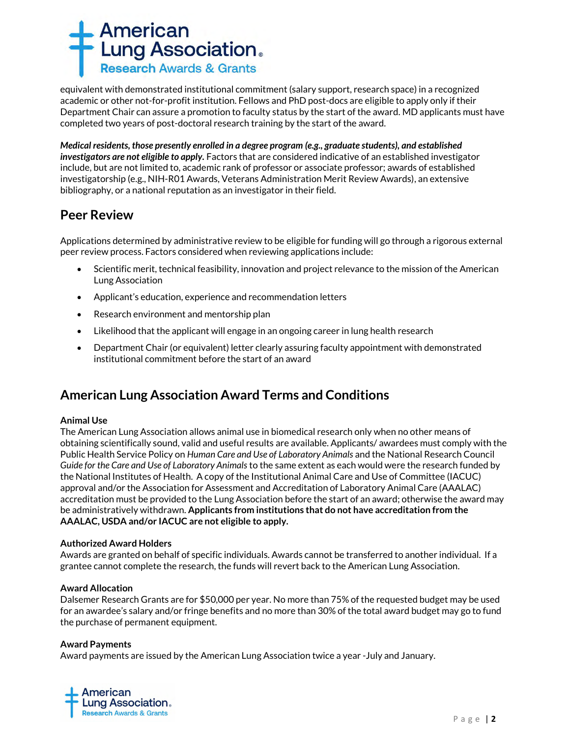equivalent with demonstrated institutional commitment (salary support, research space) in a recognized academic or other not-for-profit institution. Fellows and PhD post-docs are eligible to apply only if their Department Chair can assure a promotion to faculty status by the start of the award. MD applicants must have completed two years of post-doctoral research training by the start of the award.

***Medical residents, those presently enrolled in a degree program (e.g., graduate students), and established investigators are not eligible to apply.*** Factors that are considered indicative of an established investigator include, but are not limited to, academic rank of professor or associate professor; awards of established investigatorship (e.g., NIH-R01 Awards, Veterans Administration Merit Review Awards), an extensive bibliography, or a national reputation as an investigator in their field.

## Peer Review

Applications determined by administrative review to be eligible for funding will go through a rigorous external peer review process. Factors considered when reviewing applications include:

- Scientific merit, technical feasibility, innovation and project relevance to the mission of the American Lung Association
- Applicant's education, experience and recommendation letters
- Research environment and mentorship plan
- Likelihood that the applicant will engage in an ongoing career in lung health research
- Department Chair (or equivalent) letter clearly assuring faculty appointment with demonstrated institutional commitment before the start of an award

## American Lung Association Award Terms and Conditions

**Animal Use**
The American Lung Association allows animal use in biomedical research only when no other means of obtaining scientifically sound, valid and useful results are available. Applicants/ awardees must comply with the Public Health Service Policy on *Human Care and Use of Laboratory Animals* and the National Research Council *Guide for the Care and Use of Laboratory Animals* to the same extent as each would were the research funded by the National Institutes of Health. A copy of the Institutional Animal Care and Use of Committee (IACUC) approval and/or the Association for Assessment and Accreditation of Laboratory Animal Care (AAALAC) accreditation must be provided to the Lung Association before the start of an award; otherwise the award may be administratively withdrawn. **Applicants from institutions that do not have accreditation from the AAALAC, USDA and/or IACUC are not eligible to apply.**

**Authorized Award Holders**
Awards are granted on behalf of specific individuals. Awards cannot be transferred to another individual. If a grantee cannot complete the research, the funds will revert back to the American Lung Association.

**Award Allocation**
Dalsemer Research Grants are for $50,000 per year. No more than 75% of the requested budget may be used for an awardee's salary and/or fringe benefits and no more than 30% of the total award budget may go to fund the purchase of permanent equipment.

**Award Payments**
Award payments are issued by the American Lung Association twice a year -July and January.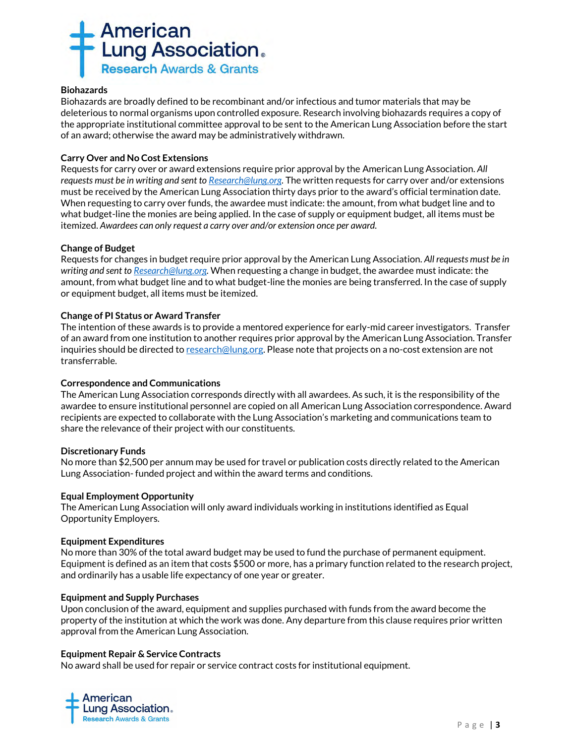### Biohazards

Biohazards are broadly defined to be recombinant and/or infectious and tumor materials that may be deleterious to normal organisms upon controlled exposure. Research involving biohazards requires a copy of the appropriate institutional committee approval to be sent to the American Lung Association before the start of an award; otherwise the award may be administratively withdrawn.

### Carry Over and No Cost Extensions

Requests for carry over or award extensions require prior approval by the American Lung Association. *All requests must be in writing and sent to [Research@lung.org](mailto:Research@lung.org).* The written requests for carry over and/or extensions must be received by the American Lung Association thirty days prior to the award's official termination date. When requesting to carry over funds, the awardee must indicate: the amount, from what budget line and to what budget-line the monies are being applied. In the case of supply or equipment budget, all items must be itemized. *Awardees can only request a carry over and/or extension once per award.*

### Change of Budget

Requests for changes in budget require prior approval by the American Lung Association. *All requests must be in writing and sent to [Research@lung.org](mailto:Research@lung.org).* When requesting a change in budget, the awardee must indicate: the amount, from what budget line and to what budget-line the monies are being transferred. In the case of supply or equipment budget, all items must be itemized.

### Change of PI Status or Award Transfer

The intention of these awards is to provide a mentored experience for early-mid career investigators. Transfer of an award from one institution to another requires prior approval by the American Lung Association. Transfer inquiries should be directed to [research@lung.org](mailto:research@lung.org). Please note that projects on a no-cost extension are not transferrable.

### Correspondence and Communications

The American Lung Association corresponds directly with all awardees. As such, it is the responsibility of the awardee to ensure institutional personnel are copied on all American Lung Association correspondence. Award recipients are expected to collaborate with the Lung Association's marketing and communications team to share the relevance of their project with our constituents.

### Discretionary Funds

No more than $2,500 per annum may be used for travel or publication costs directly related to the American Lung Association- funded project and within the award terms and conditions.

### Equal Employment Opportunity

The American Lung Association will only award individuals working in institutions identified as Equal Opportunity Employers.

### Equipment Expenditures

No more than 30% of the total award budget may be used to fund the purchase of permanent equipment. Equipment is defined as an item that costs $500 or more, has a primary function related to the research project, and ordinarily has a usable life expectancy of one year or greater.

### Equipment and Supply Purchases

Upon conclusion of the award, equipment and supplies purchased with funds from the award become the property of the institution at which the work was done. Any departure from this clause requires prior written approval from the American Lung Association.

### Equipment Repair & Service Contracts

No award shall be used for repair or service contract costs for institutional equipment.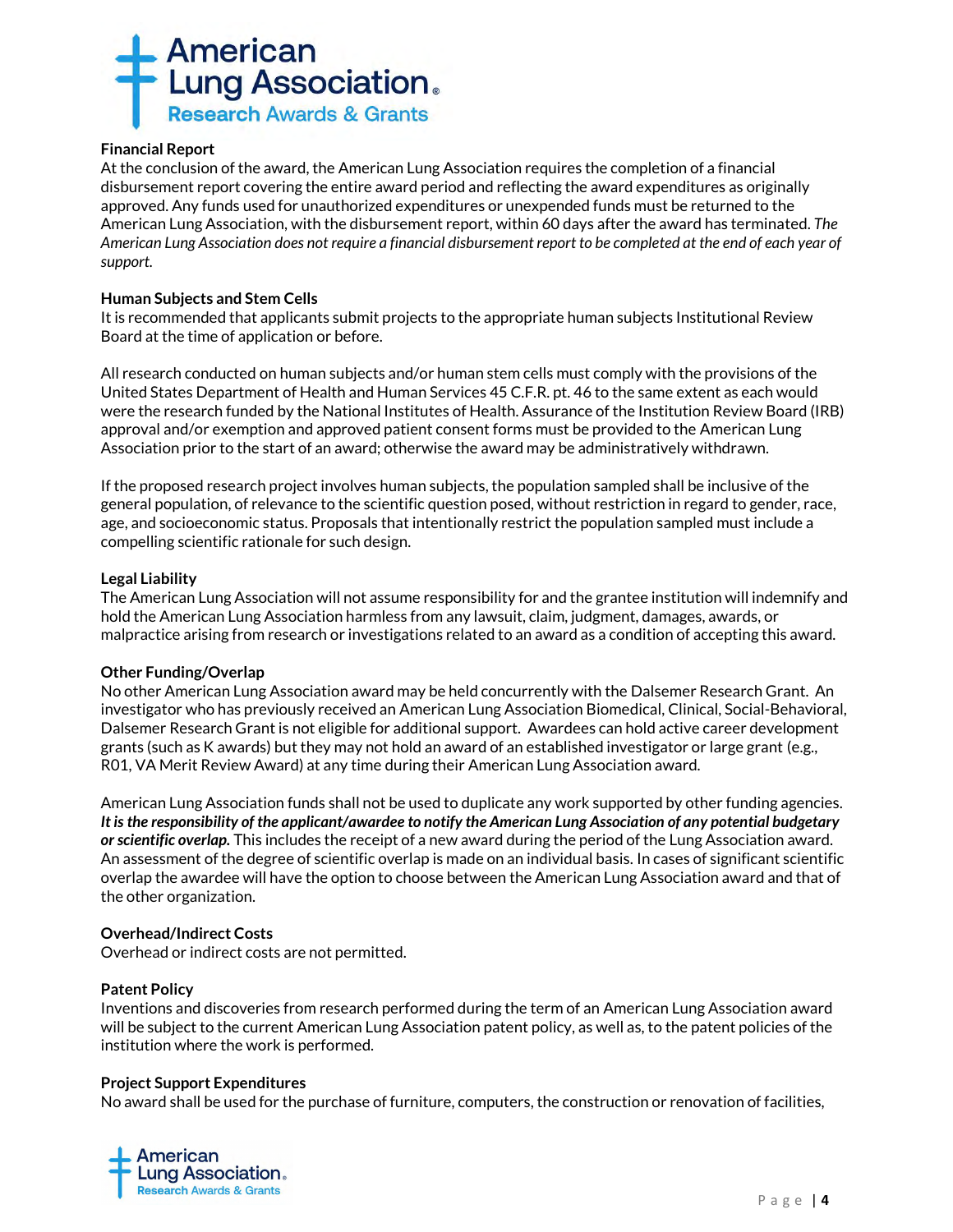**Financial Report**

At the conclusion of the award, the American Lung Association requires the completion of a financial disbursement report covering the entire award period and reflecting the award expenditures as originally approved. Any funds used for unauthorized expenditures or unexpended funds must be returned to the American Lung Association, with the disbursement report, within 60 days after the award has terminated. *The American Lung Association does not require a financial disbursement report to be completed at the end of each year of support.*

**Human Subjects and Stem Cells**

It is recommended that applicants submit projects to the appropriate human subjects Institutional Review Board at the time of application or before.

All research conducted on human subjects and/or human stem cells must comply with the provisions of the United States Department of Health and Human Services 45 C.F.R. pt. 46 to the same extent as each would were the research funded by the National Institutes of Health. Assurance of the Institution Review Board (IRB) approval and/or exemption and approved patient consent forms must be provided to the American Lung Association prior to the start of an award; otherwise the award may be administratively withdrawn.

If the proposed research project involves human subjects, the population sampled shall be inclusive of the general population, of relevance to the scientific question posed, without restriction in regard to gender, race, age, and socioeconomic status. Proposals that intentionally restrict the population sampled must include a compelling scientific rationale for such design.

**Legal Liability**

The American Lung Association will not assume responsibility for and the grantee institution will indemnify and hold the American Lung Association harmless from any lawsuit, claim, judgment, damages, awards, or malpractice arising from research or investigations related to an award as a condition of accepting this award.

**Other Funding/Overlap**

No other American Lung Association award may be held concurrently with the Dalsemer Research Grant. An investigator who has previously received an American Lung Association Biomedical, Clinical, Social-Behavioral, Dalsemer Research Grant is not eligible for additional support. Awardees can hold active career development grants (such as K awards) but they may not hold an award of an established investigator or large grant (e.g., R01, VA Merit Review Award) at any time during their American Lung Association award.

American Lung Association funds shall not be used to duplicate any work supported by other funding agencies. ***It is the responsibility of the applicant/awardee to notify the American Lung Association of any potential budgetary or scientific overlap.*** This includes the receipt of a new award during the period of the Lung Association award. An assessment of the degree of scientific overlap is made on an individual basis. In cases of significant scientific overlap the awardee will have the option to choose between the American Lung Association award and that of the other organization.

**Overhead/Indirect Costs**

Overhead or indirect costs are not permitted.

**Patent Policy**

Inventions and discoveries from research performed during the term of an American Lung Association award will be subject to the current American Lung Association patent policy, as well as, to the patent policies of the institution where the work is performed.

**Project Support Expenditures**

No award shall be used for the purchase of furniture, computers, the construction or renovation of facilities,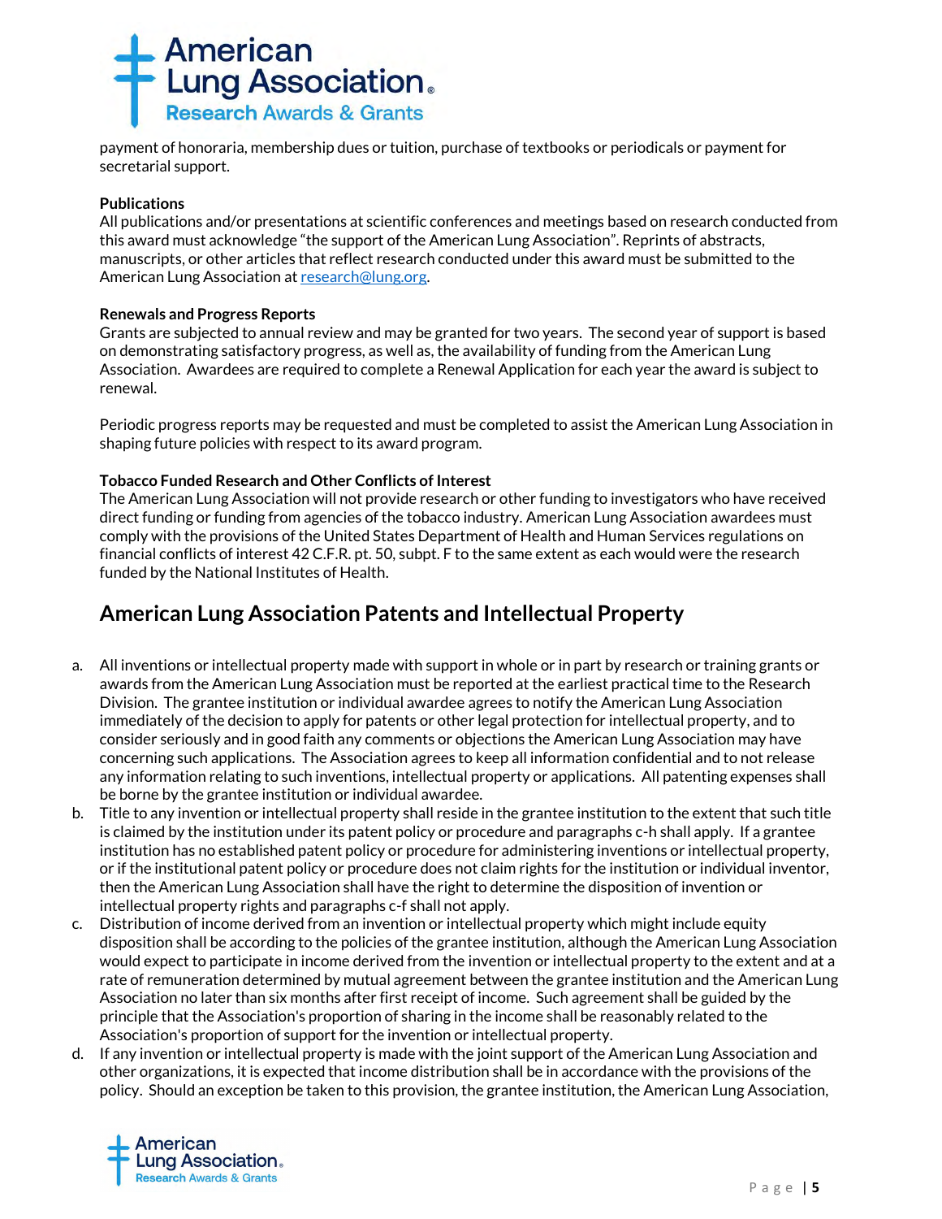payment of honoraria, membership dues or tuition, purchase of textbooks or periodicals or payment for secretarial support.

**Publications**

All publications and/or presentations at scientific conferences and meetings based on research conducted from this award must acknowledge "the support of the American Lung Association". Reprints of abstracts, manuscripts, or other articles that reflect research conducted under this award must be submitted to the American Lung Association at research@lung.org.

**Renewals and Progress Reports**

Grants are subjected to annual review and may be granted for two years. The second year of support is based on demonstrating satisfactory progress, as well as, the availability of funding from the American Lung Association. Awardees are required to complete a Renewal Application for each year the award is subject to renewal.

Periodic progress reports may be requested and must be completed to assist the American Lung Association in shaping future policies with respect to its award program.

**Tobacco Funded Research and Other Conflicts of Interest**

The American Lung Association will not provide research or other funding to investigators who have received direct funding or funding from agencies of the tobacco industry. American Lung Association awardees must comply with the provisions of the United States Department of Health and Human Services regulations on financial conflicts of interest 42 C.F.R. pt. 50, subpt. F to the same extent as each would were the research funded by the National Institutes of Health.

## American Lung Association Patents and Intellectual Property

a. All inventions or intellectual property made with support in whole or in part by research or training grants or awards from the American Lung Association must be reported at the earliest practical time to the Research Division. The grantee institution or individual awardee agrees to notify the American Lung Association immediately of the decision to apply for patents or other legal protection for intellectual property, and to consider seriously and in good faith any comments or objections the American Lung Association may have concerning such applications. The Association agrees to keep all information confidential and to not release any information relating to such inventions, intellectual property or applications. All patenting expenses shall be borne by the grantee institution or individual awardee.
b. Title to any invention or intellectual property shall reside in the grantee institution to the extent that such title is claimed by the institution under its patent policy or procedure and paragraphs c-h shall apply. If a grantee institution has no established patent policy or procedure for administering inventions or intellectual property, or if the institutional patent policy or procedure does not claim rights for the institution or individual inventor, then the American Lung Association shall have the right to determine the disposition of invention or intellectual property rights and paragraphs c-f shall not apply.
c. Distribution of income derived from an invention or intellectual property which might include equity disposition shall be according to the policies of the grantee institution, although the American Lung Association would expect to participate in income derived from the invention or intellectual property to the extent and at a rate of remuneration determined by mutual agreement between the grantee institution and the American Lung Association no later than six months after first receipt of income. Such agreement shall be guided by the principle that the Association's proportion of sharing in the income shall be reasonably related to the Association's proportion of support for the invention or intellectual property.
d. If any invention or intellectual property is made with the joint support of the American Lung Association and other organizations, it is expected that income distribution shall be in accordance with the provisions of the policy. Should an exception be taken to this provision, the grantee institution, the American Lung Association,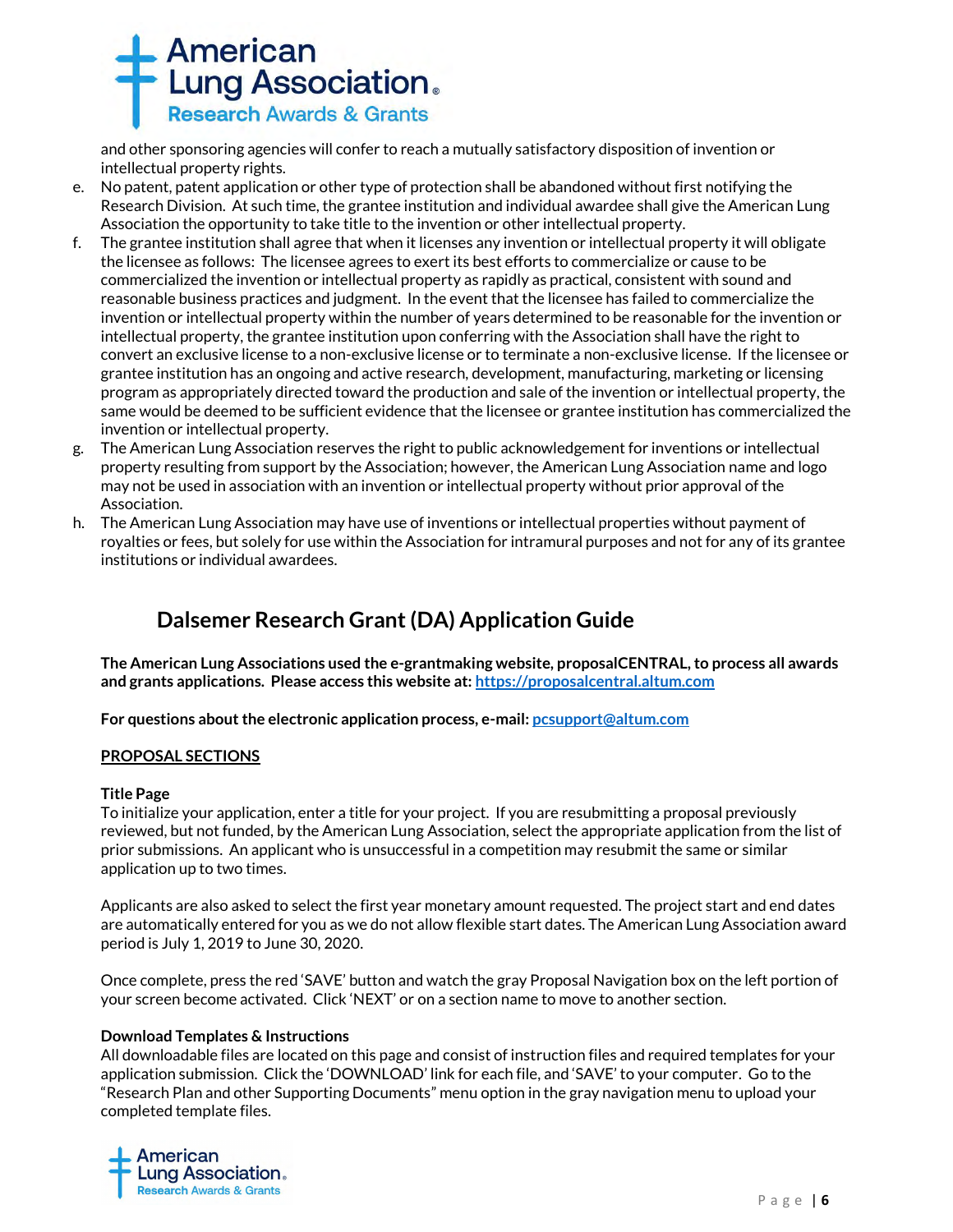and other sponsoring agencies will confer to reach a mutually satisfactory disposition of invention or intellectual property rights.

e. No patent, patent application or other type of protection shall be abandoned without first notifying the Research Division. At such time, the grantee institution and individual awardee shall give the American Lung Association the opportunity to take title to the invention or other intellectual property.
f. The grantee institution shall agree that when it licenses any invention or intellectual property it will obligate the licensee as follows: The licensee agrees to exert its best efforts to commercialize or cause to be commercialized the invention or intellectual property as rapidly as practical, consistent with sound and reasonable business practices and judgment. In the event that the licensee has failed to commercialize the invention or intellectual property within the number of years determined to be reasonable for the invention or intellectual property, the grantee institution upon conferring with the Association shall have the right to convert an exclusive license to a non-exclusive license or to terminate a non-exclusive license. If the licensee or grantee institution has an ongoing and active research, development, manufacturing, marketing or licensing program as appropriately directed toward the production and sale of the invention or intellectual property, the same would be deemed to be sufficient evidence that the licensee or grantee institution has commercialized the invention or intellectual property.
g. The American Lung Association reserves the right to public acknowledgement for inventions or intellectual property resulting from support by the Association; however, the American Lung Association name and logo may not be used in association with an invention or intellectual property without prior approval of the Association.
h. The American Lung Association may have use of inventions or intellectual properties without payment of royalties or fees, but solely for use within the Association for intramural purposes and not for any of its grantee institutions or individual awardees.

## Dalsemer Research Grant (DA) Application Guide

**The American Lung Associations used the e-grantmaking website, proposalCENTRAL, to process all awards and grants applications. Please access this website at: https://proposalcentral.altum.com**

**For questions about the electronic application process, e-mail: pcsupport@altum.com**

**PROPOSAL SECTIONS**

**Title Page**

To initialize your application, enter a title for your project. If you are resubmitting a proposal previously reviewed, but not funded, by the American Lung Association, select the appropriate application from the list of prior submissions. An applicant who is unsuccessful in a competition may resubmit the same or similar application up to two times.

Applicants are also asked to select the first year monetary amount requested. The project start and end dates are automatically entered for you as we do not allow flexible start dates. The American Lung Association award period is July 1, 2019 to June 30, 2020.

Once complete, press the red 'SAVE' button and watch the gray Proposal Navigation box on the left portion of your screen become activated. Click 'NEXT' or on a section name to move to another section.

**Download Templates & Instructions**

All downloadable files are located on this page and consist of instruction files and required templates for your application submission. Click the 'DOWNLOAD' link for each file, and 'SAVE' to your computer. Go to the "Research Plan and other Supporting Documents" menu option in the gray navigation menu to upload your completed template files.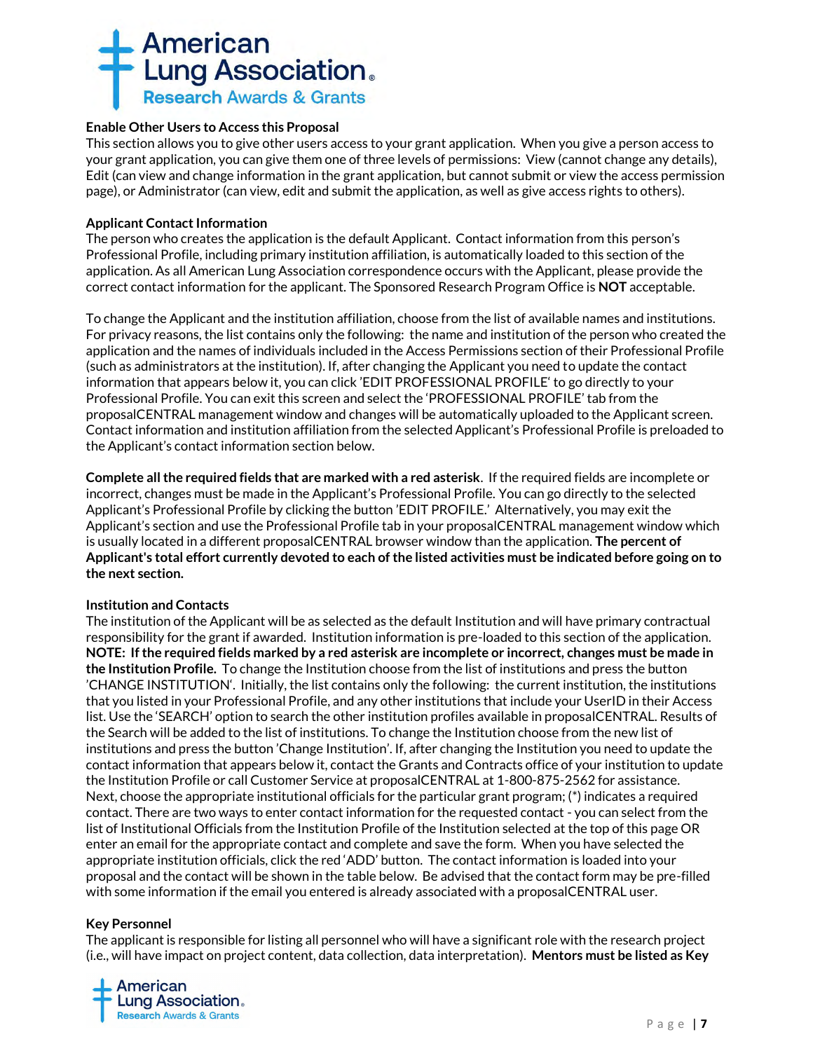### Enable Other Users to Access this Proposal

This section allows you to give other users access to your grant application. When you give a person access to your grant application, you can give them one of three levels of permissions: View (cannot change any details), Edit (can view and change information in the grant application, but cannot submit or view the access permission page), or Administrator (can view, edit and submit the application, as well as give access rights to others).

### Applicant Contact Information

The person who creates the application is the default Applicant. Contact information from this person's Professional Profile, including primary institution affiliation, is automatically loaded to this section of the application. As all American Lung Association correspondence occurs with the Applicant, please provide the correct contact information for the applicant. The Sponsored Research Program Office is **NOT** acceptable.

To change the Applicant and the institution affiliation, choose from the list of available names and institutions. For privacy reasons, the list contains only the following: the name and institution of the person who created the application and the names of individuals included in the Access Permissions section of their Professional Profile (such as administrators at the institution). If, after changing the Applicant you need to update the contact information that appears below it, you can click 'EDIT PROFESSIONAL PROFILE' to go directly to your Professional Profile. You can exit this screen and select the 'PROFESSIONAL PROFILE' tab from the proposalCENTRAL management window and changes will be automatically uploaded to the Applicant screen. Contact information and institution affiliation from the selected Applicant's Professional Profile is preloaded to the Applicant's contact information section below.

**Complete all the required fields that are marked with a red asterisk**. If the required fields are incomplete or incorrect, changes must be made in the Applicant's Professional Profile. You can go directly to the selected Applicant's Professional Profile by clicking the button 'EDIT PROFILE.' Alternatively, you may exit the Applicant's section and use the Professional Profile tab in your proposalCENTRAL management window which is usually located in a different proposalCENTRAL browser window than the application. **The percent of Applicant's total effort currently devoted to each of the listed activities must be indicated before going on to the next section.**

### Institution and Contacts

The institution of the Applicant will be as selected as the default Institution and will have primary contractual responsibility for the grant if awarded. Institution information is pre-loaded to this section of the application. **NOTE: If the required fields marked by a red asterisk are incomplete or incorrect, changes must be made in the Institution Profile.** To change the Institution choose from the list of institutions and press the button 'CHANGE INSTITUTION'. Initially, the list contains only the following: the current institution, the institutions that you listed in your Professional Profile, and any other institutions that include your UserID in their Access list. Use the 'SEARCH' option to search the other institution profiles available in proposalCENTRAL. Results of the Search will be added to the list of institutions. To change the Institution choose from the new list of institutions and press the button 'Change Institution'. If, after changing the Institution you need to update the contact information that appears below it, contact the Grants and Contracts office of your institution to update the Institution Profile or call Customer Service at proposalCENTRAL at 1-800-875-2562 for assistance. Next, choose the appropriate institutional officials for the particular grant program; (*) indicates a required contact. There are two ways to enter contact information for the requested contact - you can select from the list of Institutional Officials from the Institution Profile of the Institution selected at the top of this page OR enter an email for the appropriate contact and complete and save the form. When you have selected the appropriate institution officials, click the red 'ADD' button. The contact information is loaded into your proposal and the contact will be shown in the table below. Be advised that the contact form may be pre-filled with some information if the email you entered is already associated with a proposalCENTRAL user.

### Key Personnel

The applicant is responsible for listing all personnel who will have a significant role with the research project (i.e., will have impact on project content, data collection, data interpretation). **Mentors must be listed as Key**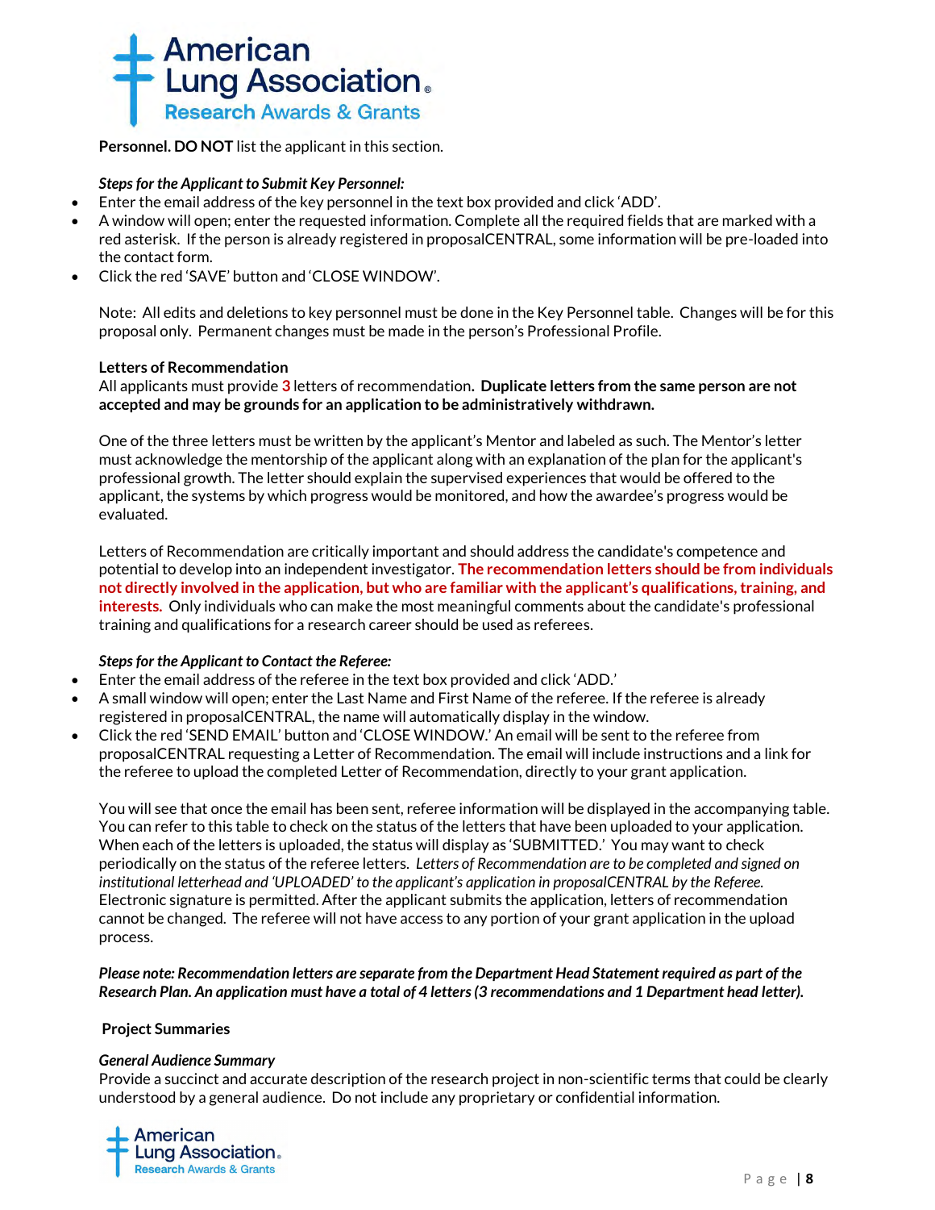**Personnel. DO NOT** list the applicant in this section.

***Steps for the Applicant to Submit Key Personnel:***

- Enter the email address of the key personnel in the text box provided and click 'ADD'.
- A window will open; enter the requested information. Complete all the required fields that are marked with a red asterisk. If the person is already registered in proposalCENTRAL, some information will be pre-loaded into the contact form.
- Click the red 'SAVE' button and 'CLOSE WINDOW'.

Note: All edits and deletions to key personnel must be done in the Key Personnel table. Changes will be for this proposal only. Permanent changes must be made in the person's Professional Profile.

**Letters of Recommendation**

All applicants must provide **3** letters of recommendation. **Duplicate letters from the same person are not accepted and may be grounds for an application to be administratively withdrawn.**

One of the three letters must be written by the applicant's Mentor and labeled as such. The Mentor's letter must acknowledge the mentorship of the applicant along with an explanation of the plan for the applicant's professional growth. The letter should explain the supervised experiences that would be offered to the applicant, the systems by which progress would be monitored, and how the awardee's progress would be evaluated.

Letters of Recommendation are critically important and should address the candidate's competence and potential to develop into an independent investigator. **The recommendation letters should be from individuals not directly involved in the application, but who are familiar with the applicant's qualifications, training, and interests.** Only individuals who can make the most meaningful comments about the candidate's professional training and qualifications for a research career should be used as referees.

***Steps for the Applicant to Contact the Referee:***

- Enter the email address of the referee in the text box provided and click 'ADD.'
- A small window will open; enter the Last Name and First Name of the referee. If the referee is already registered in proposalCENTRAL, the name will automatically display in the window.
- Click the red 'SEND EMAIL' button and 'CLOSE WINDOW.' An email will be sent to the referee from proposalCENTRAL requesting a Letter of Recommendation. The email will include instructions and a link for the referee to upload the completed Letter of Recommendation, directly to your grant application.

You will see that once the email has been sent, referee information will be displayed in the accompanying table. You can refer to this table to check on the status of the letters that have been uploaded to your application. When each of the letters is uploaded, the status will display as 'SUBMITTED.' You may want to check periodically on the status of the referee letters. *Letters of Recommendation are to be completed and signed on institutional letterhead and 'UPLOADED' to the applicant's application in proposalCENTRAL by the Referee.* Electronic signature is permitted. After the applicant submits the application, letters of recommendation cannot be changed. The referee will not have access to any portion of your grant application in the upload process.

***Please note: Recommendation letters are separate from the Department Head Statement required as part of the Research Plan. An application must have a total of 4 letters (3 recommendations and 1 Department head letter).***

**Project Summaries**

***General Audience Summary***

Provide a succinct and accurate description of the research project in non-scientific terms that could be clearly understood by a general audience. Do not include any proprietary or confidential information.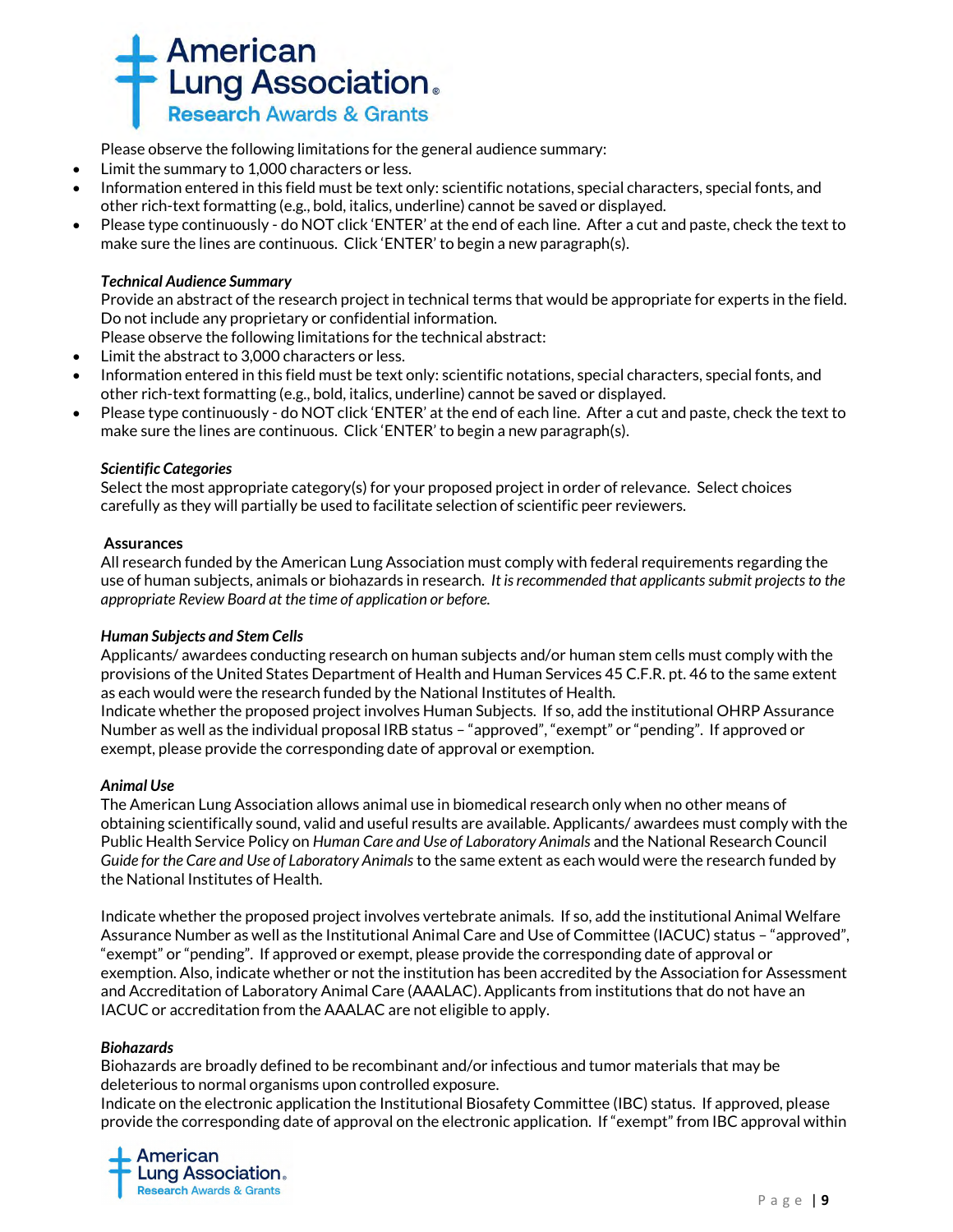Please observe the following limitations for the general audience summary:

- Limit the summary to 1,000 characters or less.
- Information entered in this field must be text only: scientific notations, special characters, special fonts, and other rich-text formatting (e.g., bold, italics, underline) cannot be saved or displayed.
- Please type continuously - do NOT click 'ENTER' at the end of each line. After a cut and paste, check the text to make sure the lines are continuous. Click 'ENTER' to begin a new paragraph(s).

***Technical Audience Summary***

Provide an abstract of the research project in technical terms that would be appropriate for experts in the field. Do not include any proprietary or confidential information.

Please observe the following limitations for the technical abstract:

- Limit the abstract to 3,000 characters or less.
- Information entered in this field must be text only: scientific notations, special characters, special fonts, and other rich-text formatting (e.g., bold, italics, underline) cannot be saved or displayed.
- Please type continuously - do NOT click 'ENTER' at the end of each line. After a cut and paste, check the text to make sure the lines are continuous. Click 'ENTER' to begin a new paragraph(s).

***Scientific Categories***

Select the most appropriate category(s) for your proposed project in order of relevance. Select choices carefully as they will partially be used to facilitate selection of scientific peer reviewers.

**Assurances**

All research funded by the American Lung Association must comply with federal requirements regarding the use of human subjects, animals or biohazards in research. *It is recommended that applicants submit projects to the appropriate Review Board at the time of application or before.*

***Human Subjects and Stem Cells***

Applicants/ awardees conducting research on human subjects and/or human stem cells must comply with the provisions of the United States Department of Health and Human Services 45 C.F.R. pt. 46 to the same extent as each would were the research funded by the National Institutes of Health.

Indicate whether the proposed project involves Human Subjects. If so, add the institutional OHRP Assurance Number as well as the individual proposal IRB status – "approved", "exempt" or "pending". If approved or exempt, please provide the corresponding date of approval or exemption.

***Animal Use***

The American Lung Association allows animal use in biomedical research only when no other means of obtaining scientifically sound, valid and useful results are available. Applicants/ awardees must comply with the Public Health Service Policy on *Human Care and Use of Laboratory Animals* and the National Research Council *Guide for the Care and Use of Laboratory Animals* to the same extent as each would were the research funded by the National Institutes of Health.

Indicate whether the proposed project involves vertebrate animals. If so, add the institutional Animal Welfare Assurance Number as well as the Institutional Animal Care and Use of Committee (IACUC) status – "approved", "exempt" or "pending". If approved or exempt, please provide the corresponding date of approval or exemption. Also, indicate whether or not the institution has been accredited by the Association for Assessment and Accreditation of Laboratory Animal Care (AAALAC). Applicants from institutions that do not have an IACUC or accreditation from the AAALAC are not eligible to apply.

***Biohazards***

Biohazards are broadly defined to be recombinant and/or infectious and tumor materials that may be deleterious to normal organisms upon controlled exposure.

Indicate on the electronic application the Institutional Biosafety Committee (IBC) status. If approved, please provide the corresponding date of approval on the electronic application. If "exempt" from IBC approval within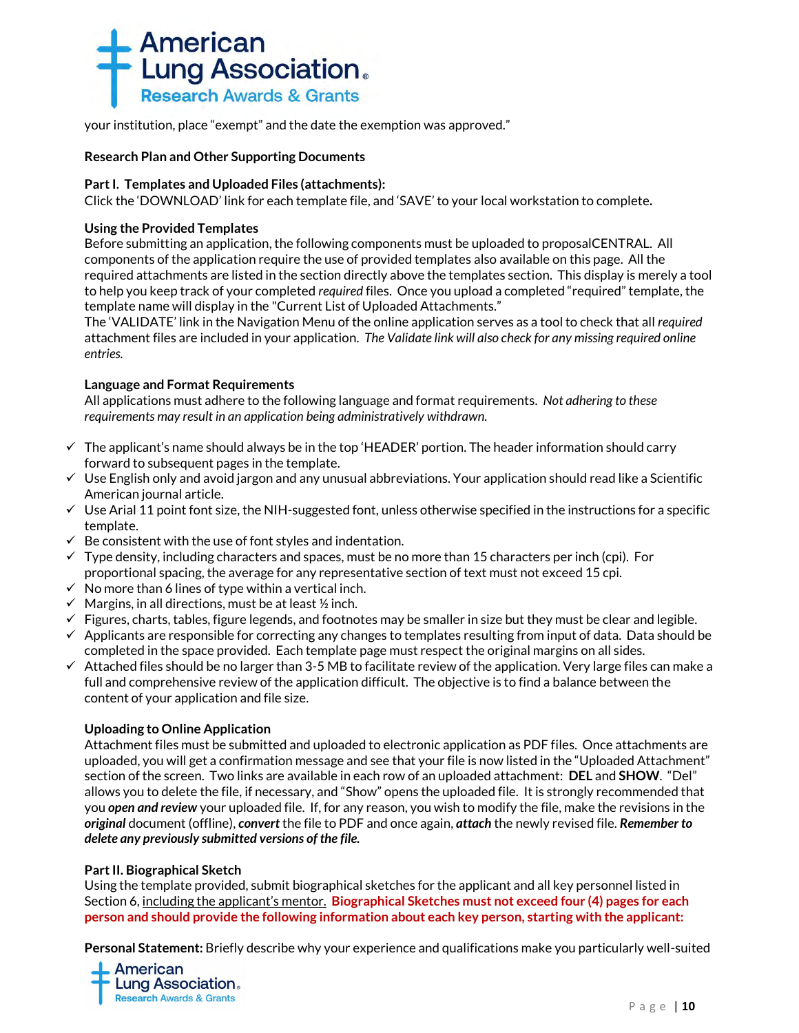your institution, place "exempt" and the date the exemption was approved."

**Research Plan and Other Supporting Documents**

**Part I. Templates and Uploaded Files (attachments):**
Click the 'DOWNLOAD' link for each template file, and 'SAVE' to your local workstation to complete.

**Using the Provided Templates**
Before submitting an application, the following components must be uploaded to proposalCENTRAL. All components of the application require the use of provided templates also available on this page. All the required attachments are listed in the section directly above the templates section. This display is merely a tool to help you keep track of your completed *required* files. Once you upload a completed "required" template, the template name will display in the "Current List of Uploaded Attachments."
The 'VALIDATE' link in the Navigation Menu of the online application serves as a tool to check that all *required* attachment files are included in your application. *The Validate link will also check for any missing required online entries.*

**Language and Format Requirements**
All applications must adhere to the following language and format requirements. *Not adhering to these requirements may result in an application being administratively withdrawn.*

- ✓ The applicant's name should always be in the top 'HEADER' portion. The header information should carry forward to subsequent pages in the template.
- ✓ Use English only and avoid jargon and any unusual abbreviations. Your application should read like a Scientific American journal article.
- ✓ Use Arial 11 point font size, the NIH-suggested font, unless otherwise specified in the instructions for a specific template.
- ✓ Be consistent with the use of font styles and indentation.
- ✓ Type density, including characters and spaces, must be no more than 15 characters per inch (cpi). For proportional spacing, the average for any representative section of text must not exceed 15 cpi.
- ✓ No more than 6 lines of type within a vertical inch.
- ✓ Margins, in all directions, must be at least ½ inch.
- ✓ Figures, charts, tables, figure legends, and footnotes may be smaller in size but they must be clear and legible.
- ✓ Applicants are responsible for correcting any changes to templates resulting from input of data. Data should be completed in the space provided. Each template page must respect the original margins on all sides.
- ✓ Attached files should be no larger than 3-5 MB to facilitate review of the application. Very large files can make a full and comprehensive review of the application difficult. The objective is to find a balance between the content of your application and file size.

**Uploading to Online Application**
Attachment files must be submitted and uploaded to electronic application as PDF files. Once attachments are uploaded, you will get a confirmation message and see that your file is now listed in the "Uploaded Attachment" section of the screen. Two links are available in each row of an uploaded attachment: **DEL** and **SHOW**. "Del" allows you to delete the file, if necessary, and "Show" opens the uploaded file. It is strongly recommended that you ***open and review*** your uploaded file. If, for any reason, you wish to modify the file, make the revisions in the ***original*** document (offline), ***convert*** the file to PDF and once again, ***attach*** the newly revised file. ***Remember to delete any previously submitted versions of the file.***

**Part II. Biographical Sketch**
Using the template provided, submit biographical sketches for the applicant and all key personnel listed in Section 6, including the applicant's mentor. **Biographical Sketches must not exceed four (4) pages for each person and should provide the following information about each key person, starting with the applicant:**

**Personal Statement:** Briefly describe why your experience and qualifications make you particularly well-suited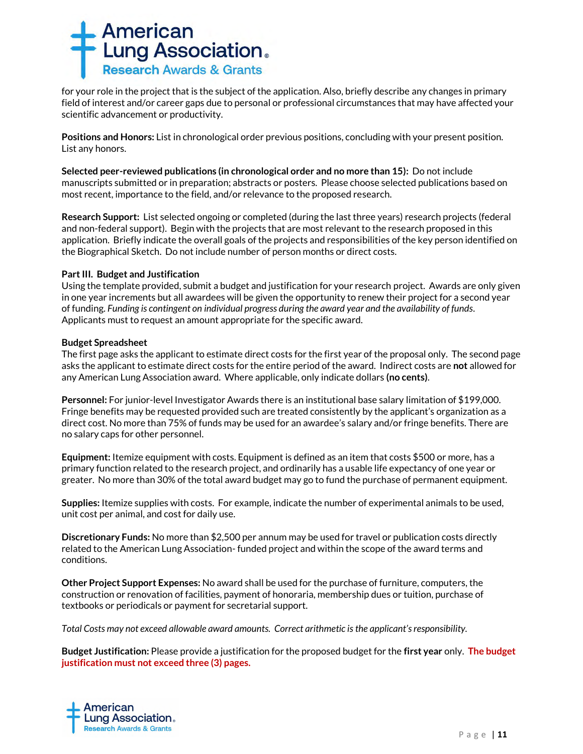for your role in the project that is the subject of the application. Also, briefly describe any changes in primary field of interest and/or career gaps due to personal or professional circumstances that may have affected your scientific advancement or productivity.

**Positions and Honors:** List in chronological order previous positions, concluding with your present position. List any honors.

**Selected peer-reviewed publications (in chronological order and no more than 15):** Do not include manuscripts submitted or in preparation; abstracts or posters. Please choose selected publications based on most recent, importance to the field, and/or relevance to the proposed research.

**Research Support:** List selected ongoing or completed (during the last three years) research projects (federal and non-federal support). Begin with the projects that are most relevant to the research proposed in this application. Briefly indicate the overall goals of the projects and responsibilities of the key person identified on the Biographical Sketch. Do not include number of person months or direct costs.

**Part III. Budget and Justification**

Using the template provided, submit a budget and justification for your research project. Awards are only given in one year increments but all awardees will be given the opportunity to renew their project for a second year of funding. *Funding is contingent on individual progress during the award year and the availability of funds*. Applicants must to request an amount appropriate for the specific award.

**Budget Spreadsheet**

The first page asks the applicant to estimate direct costs for the first year of the proposal only. The second page asks the applicant to estimate direct costs for the entire period of the award. Indirect costs are **not** allowed for any American Lung Association award. Where applicable, only indicate dollars **(no cents)**.

**Personnel:** For junior-level Investigator Awards there is an institutional base salary limitation of $199,000. Fringe benefits may be requested provided such are treated consistently by the applicant's organization as a direct cost. No more than 75% of funds may be used for an awardee's salary and/or fringe benefits. There are no salary caps for other personnel.

**Equipment:** Itemize equipment with costs. Equipment is defined as an item that costs $500 or more, has a primary function related to the research project, and ordinarily has a usable life expectancy of one year or greater. No more than 30% of the total award budget may go to fund the purchase of permanent equipment.

**Supplies:** Itemize supplies with costs. For example, indicate the number of experimental animals to be used, unit cost per animal, and cost for daily use.

**Discretionary Funds:** No more than $2,500 per annum may be used for travel or publication costs directly related to the American Lung Association- funded project and within the scope of the award terms and conditions.

**Other Project Support Expenses:** No award shall be used for the purchase of furniture, computers, the construction or renovation of facilities, payment of honoraria, membership dues or tuition, purchase of textbooks or periodicals or payment for secretarial support.

*Total Costs may not exceed allowable award amounts. Correct arithmetic is the applicant's responsibility.*

**Budget Justification:** Please provide a justification for the proposed budget for the **first year** only. **The budget justification must not exceed three (3) pages.**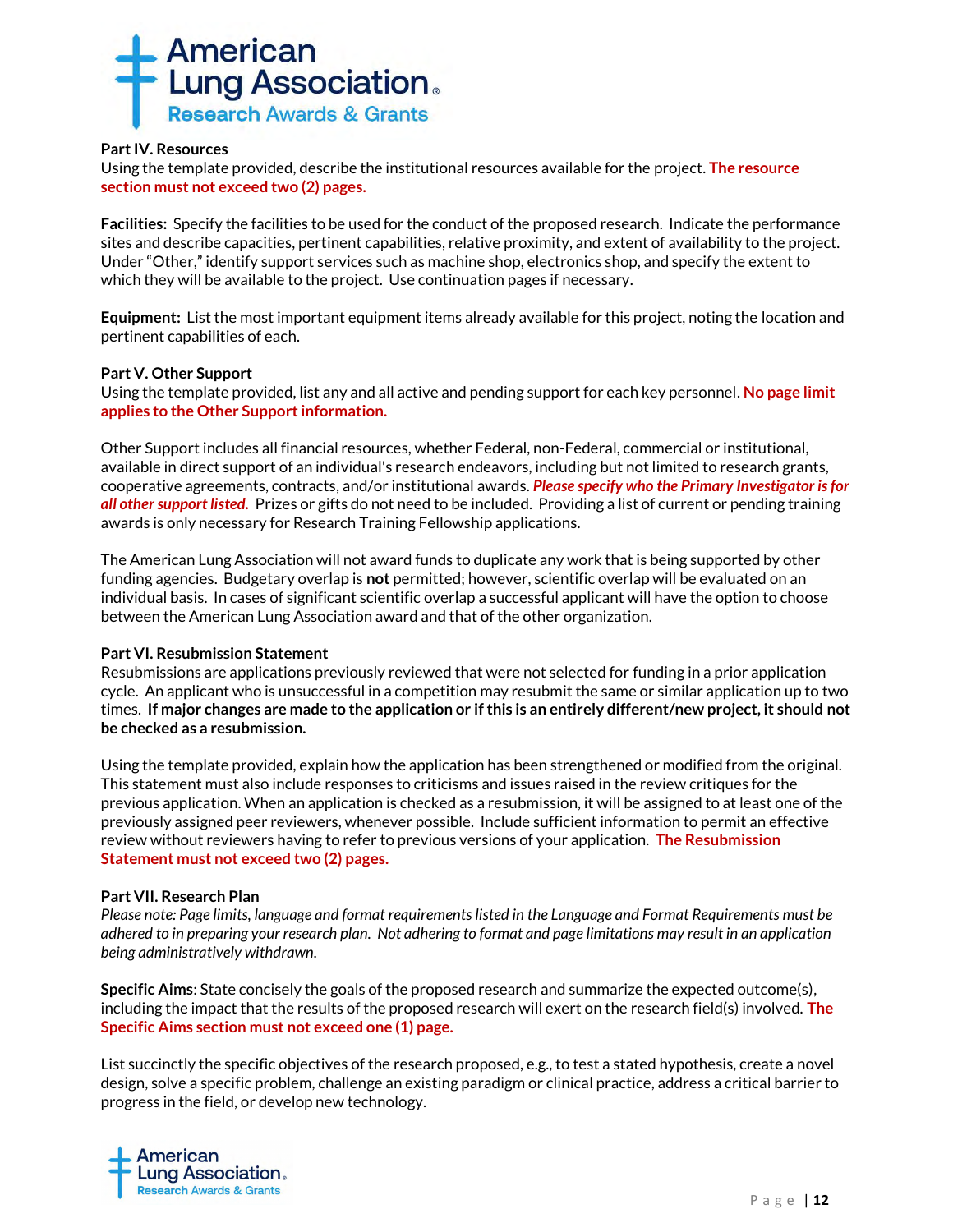**Part IV. Resources**

Using the template provided, describe the institutional resources available for the project. **The resource section must not exceed two (2) pages.**

**Facilities:** Specify the facilities to be used for the conduct of the proposed research. Indicate the performance sites and describe capacities, pertinent capabilities, relative proximity, and extent of availability to the project. Under "Other," identify support services such as machine shop, electronics shop, and specify the extent to which they will be available to the project. Use continuation pages if necessary.

**Equipment:** List the most important equipment items already available for this project, noting the location and pertinent capabilities of each.

**Part V. Other Support**

Using the template provided, list any and all active and pending support for each key personnel. **No page limit applies to the Other Support information.**

Other Support includes all financial resources, whether Federal, non-Federal, commercial or institutional, available in direct support of an individual's research endeavors, including but not limited to research grants, cooperative agreements, contracts, and/or institutional awards. ***Please specify who the Primary Investigator is for all other support listed.*** Prizes or gifts do not need to be included. Providing a list of current or pending training awards is only necessary for Research Training Fellowship applications.

The American Lung Association will not award funds to duplicate any work that is being supported by other funding agencies. Budgetary overlap is **not** permitted; however, scientific overlap will be evaluated on an individual basis. In cases of significant scientific overlap a successful applicant will have the option to choose between the American Lung Association award and that of the other organization.

**Part VI. Resubmission Statement**

Resubmissions are applications previously reviewed that were not selected for funding in a prior application cycle. An applicant who is unsuccessful in a competition may resubmit the same or similar application up to two times. **If major changes are made to the application or if this is an entirely different/new project, it should not be checked as a resubmission.**

Using the template provided, explain how the application has been strengthened or modified from the original. This statement must also include responses to criticisms and issues raised in the review critiques for the previous application. When an application is checked as a resubmission, it will be assigned to at least one of the previously assigned peer reviewers, whenever possible. Include sufficient information to permit an effective review without reviewers having to refer to previous versions of your application. **The Resubmission Statement must not exceed two (2) pages.**

**Part VII. Research Plan**

*Please note: Page limits, language and format requirements listed in the Language and Format Requirements must be adhered to in preparing your research plan. Not adhering to format and page limitations may result in an application being administratively withdrawn.*

**Specific Aims**: State concisely the goals of the proposed research and summarize the expected outcome(s), including the impact that the results of the proposed research will exert on the research field(s) involved. **The Specific Aims section must not exceed one (1) page.**

List succinctly the specific objectives of the research proposed, e.g., to test a stated hypothesis, create a novel design, solve a specific problem, challenge an existing paradigm or clinical practice, address a critical barrier to progress in the field, or develop new technology.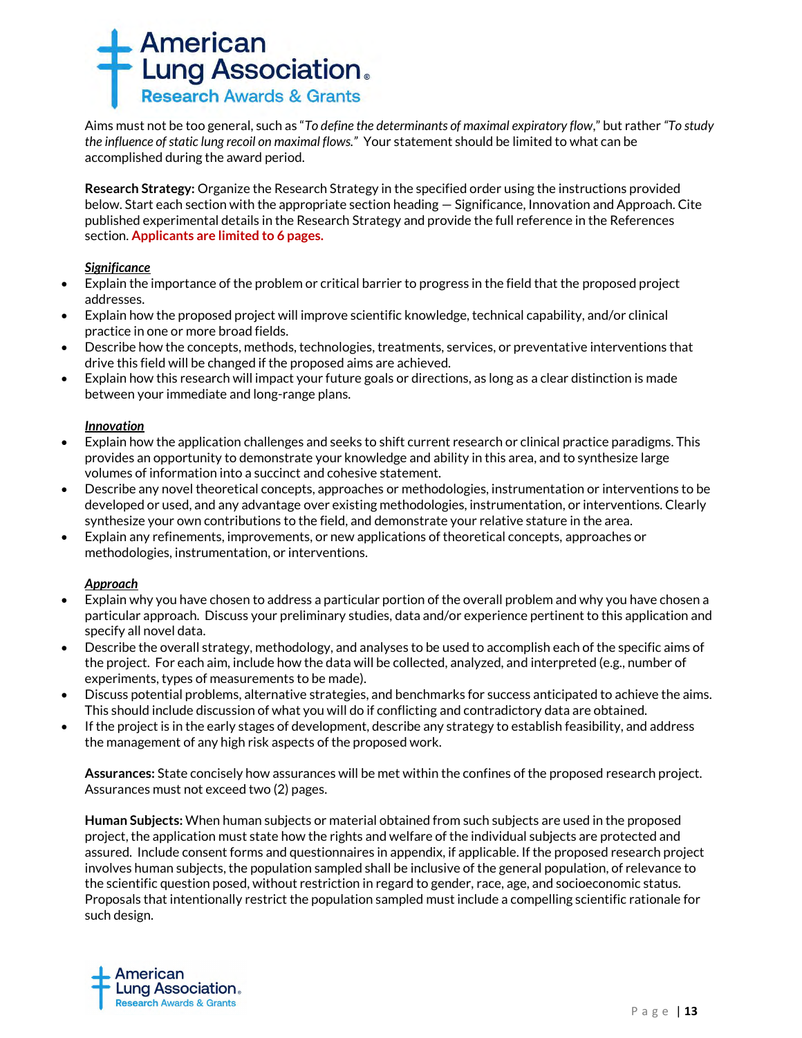Aims must not be too general, such as "*To define the determinants of maximal expiratory flow*," but rather *"To study the influence of static lung recoil on maximal flows."* Your statement should be limited to what can be accomplished during the award period.

**Research Strategy:** Organize the Research Strategy in the specified order using the instructions provided below. Start each section with the appropriate section heading — Significance, Innovation and Approach. Cite published experimental details in the Research Strategy and provide the full reference in the References section. **Applicants are limited to 6 pages.**

***Significance***

- Explain the importance of the problem or critical barrier to progress in the field that the proposed project addresses.
- Explain how the proposed project will improve scientific knowledge, technical capability, and/or clinical practice in one or more broad fields.
- Describe how the concepts, methods, technologies, treatments, services, or preventative interventions that drive this field will be changed if the proposed aims are achieved.
- Explain how this research will impact your future goals or directions, as long as a clear distinction is made between your immediate and long-range plans.

***Innovation***

- Explain how the application challenges and seeks to shift current research or clinical practice paradigms. This provides an opportunity to demonstrate your knowledge and ability in this area, and to synthesize large volumes of information into a succinct and cohesive statement.
- Describe any novel theoretical concepts, approaches or methodologies, instrumentation or interventions to be developed or used, and any advantage over existing methodologies, instrumentation, or interventions. Clearly synthesize your own contributions to the field, and demonstrate your relative stature in the area.
- Explain any refinements, improvements, or new applications of theoretical concepts, approaches or methodologies, instrumentation, or interventions.

***Approach***

- Explain why you have chosen to address a particular portion of the overall problem and why you have chosen a particular approach. Discuss your preliminary studies, data and/or experience pertinent to this application and specify all novel data.
- Describe the overall strategy, methodology, and analyses to be used to accomplish each of the specific aims of the project. For each aim, include how the data will be collected, analyzed, and interpreted (e.g., number of experiments, types of measurements to be made).
- Discuss potential problems, alternative strategies, and benchmarks for success anticipated to achieve the aims. This should include discussion of what you will do if conflicting and contradictory data are obtained.
- If the project is in the early stages of development, describe any strategy to establish feasibility, and address the management of any high risk aspects of the proposed work.

**Assurances:** State concisely how assurances will be met within the confines of the proposed research project. Assurances must not exceed two (2) pages.

**Human Subjects:** When human subjects or material obtained from such subjects are used in the proposed project, the application must state how the rights and welfare of the individual subjects are protected and assured. Include consent forms and questionnaires in appendix, if applicable. If the proposed research project involves human subjects, the population sampled shall be inclusive of the general population, of relevance to the scientific question posed, without restriction in regard to gender, race, age, and socioeconomic status. Proposals that intentionally restrict the population sampled must include a compelling scientific rationale for such design.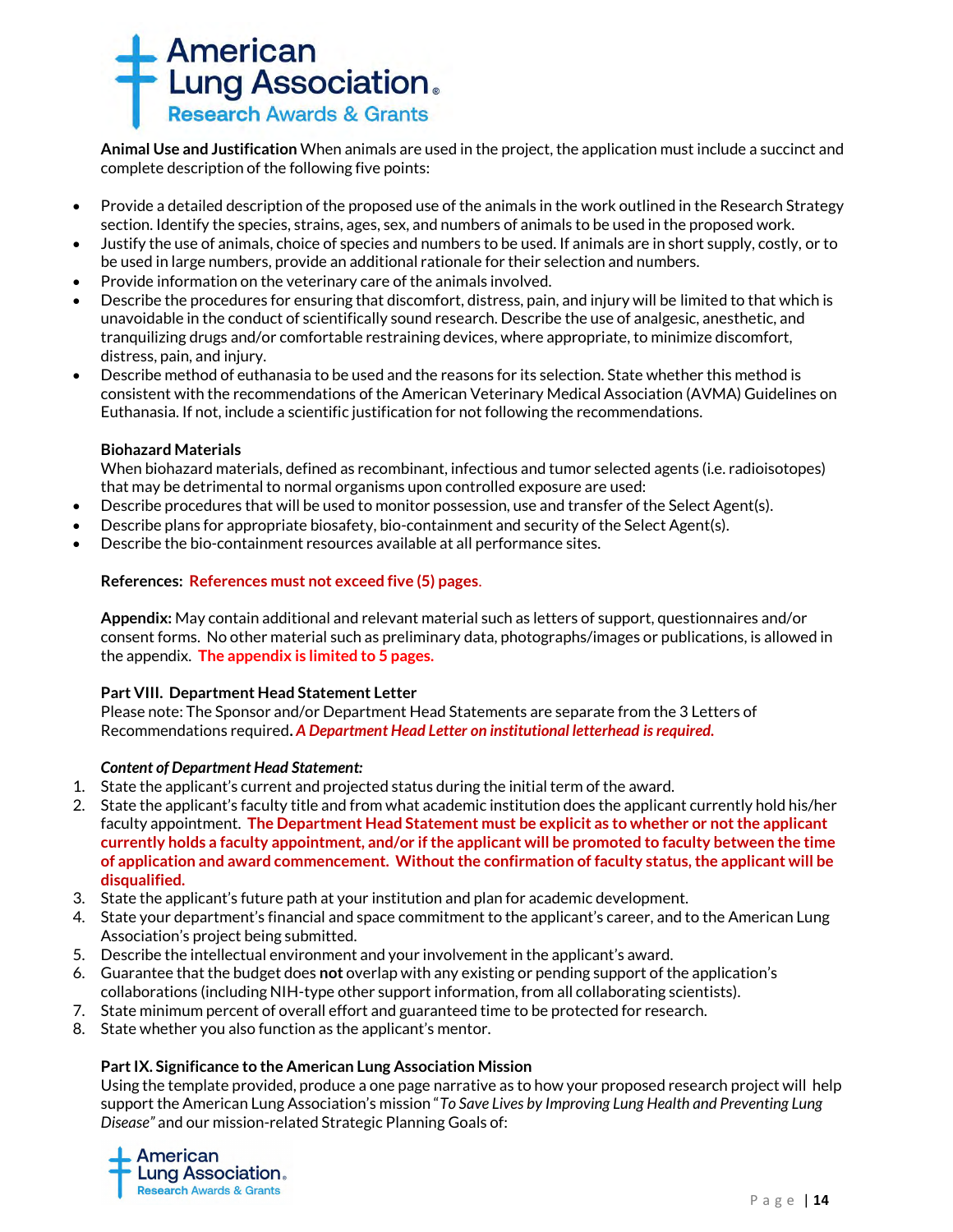**Animal Use and Justification** When animals are used in the project, the application must include a succinct and complete description of the following five points:

- Provide a detailed description of the proposed use of the animals in the work outlined in the Research Strategy section. Identify the species, strains, ages, sex, and numbers of animals to be used in the proposed work.
- Justify the use of animals, choice of species and numbers to be used. If animals are in short supply, costly, or to be used in large numbers, provide an additional rationale for their selection and numbers.
- Provide information on the veterinary care of the animals involved.
- Describe the procedures for ensuring that discomfort, distress, pain, and injury will be limited to that which is unavoidable in the conduct of scientifically sound research. Describe the use of analgesic, anesthetic, and tranquilizing drugs and/or comfortable restraining devices, where appropriate, to minimize discomfort, distress, pain, and injury.
- Describe method of euthanasia to be used and the reasons for its selection. State whether this method is consistent with the recommendations of the American Veterinary Medical Association (AVMA) Guidelines on Euthanasia. If not, include a scientific justification for not following the recommendations.

**Biohazard Materials**

When biohazard materials, defined as recombinant, infectious and tumor selected agents (i.e. radioisotopes) that may be detrimental to normal organisms upon controlled exposure are used:

- Describe procedures that will be used to monitor possession, use and transfer of the Select Agent(s).
- Describe plans for appropriate biosafety, bio-containment and security of the Select Agent(s).
- Describe the bio-containment resources available at all performance sites.

**References: References must not exceed five (5) pages.**

**Appendix:** May contain additional and relevant material such as letters of support, questionnaires and/or consent forms. No other material such as preliminary data, photographs/images or publications, is allowed in the appendix. **The appendix is limited to 5 pages.**

**Part VIII. Department Head Statement Letter**

Please note: The Sponsor and/or Department Head Statements are separate from the 3 Letters of Recommendations required. ***A Department Head Letter on institutional letterhead is required.***

***Content of Department Head Statement:***

1. State the applicant's current and projected status during the initial term of the award.
2. State the applicant's faculty title and from what academic institution does the applicant currently hold his/her faculty appointment. **The Department Head Statement must be explicit as to whether or not the applicant currently holds a faculty appointment, and/or if the applicant will be promoted to faculty between the time of application and award commencement. Without the confirmation of faculty status, the applicant will be disqualified.**
3. State the applicant's future path at your institution and plan for academic development.
4. State your department's financial and space commitment to the applicant's career, and to the American Lung Association's project being submitted.
5. Describe the intellectual environment and your involvement in the applicant's award.
6. Guarantee that the budget does **not** overlap with any existing or pending support of the application's collaborations (including NIH-type other support information, from all collaborating scientists).
7. State minimum percent of overall effort and guaranteed time to be protected for research.
8. State whether you also function as the applicant's mentor.

**Part IX. Significance to the American Lung Association Mission**

Using the template provided, produce a one page narrative as to how your proposed research project will help support the American Lung Association's mission "*To Save Lives by Improving Lung Health and Preventing Lung Disease*" and our mission-related Strategic Planning Goals of: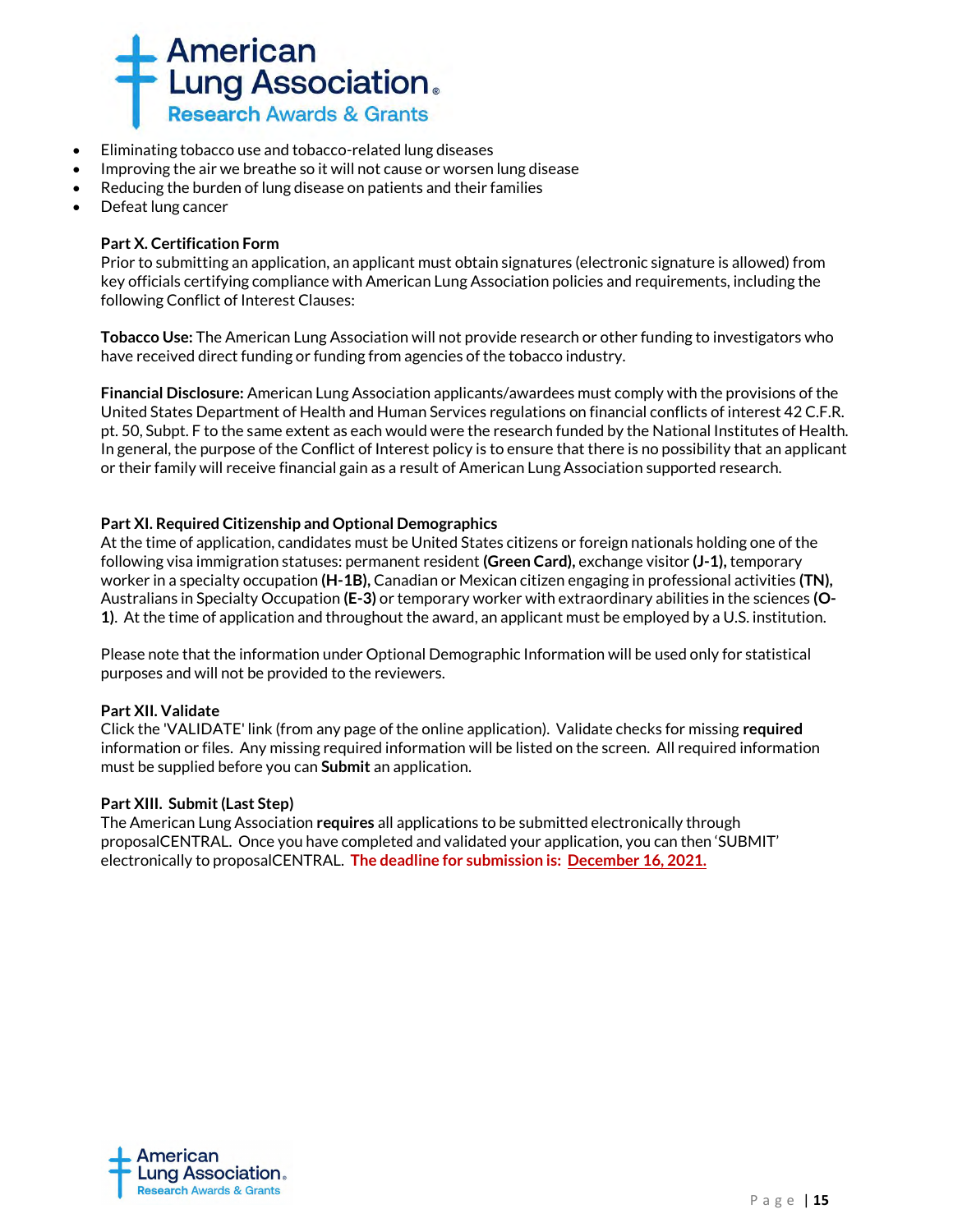- Eliminating tobacco use and tobacco-related lung diseases
- Improving the air we breathe so it will not cause or worsen lung disease
- Reducing the burden of lung disease on patients and their families
- Defeat lung cancer

**Part X. Certification Form**

Prior to submitting an application, an applicant must obtain signatures (electronic signature is allowed) from key officials certifying compliance with American Lung Association policies and requirements, including the following Conflict of Interest Clauses:

**Tobacco Use:** The American Lung Association will not provide research or other funding to investigators who have received direct funding or funding from agencies of the tobacco industry.

**Financial Disclosure:** American Lung Association applicants/awardees must comply with the provisions of the United States Department of Health and Human Services regulations on financial conflicts of interest 42 C.F.R. pt. 50, Subpt. F to the same extent as each would were the research funded by the National Institutes of Health. In general, the purpose of the Conflict of Interest policy is to ensure that there is no possibility that an applicant or their family will receive financial gain as a result of American Lung Association supported research.

**Part XI. Required Citizenship and Optional Demographics**

At the time of application, candidates must be United States citizens or foreign nationals holding one of the following visa immigration statuses: permanent resident **(Green Card),** exchange visitor **(J-1),** temporary worker in a specialty occupation **(H-1B),** Canadian or Mexican citizen engaging in professional activities **(TN),** Australians in Specialty Occupation **(E-3)** or temporary worker with extraordinary abilities in the sciences **(O-1)**. At the time of application and throughout the award, an applicant must be employed by a U.S. institution.

Please note that the information under Optional Demographic Information will be used only for statistical purposes and will not be provided to the reviewers.

**Part XII. Validate**

Click the 'VALIDATE' link (from any page of the online application). Validate checks for missing **required** information or files. Any missing required information will be listed on the screen. All required information must be supplied before you can **Submit** an application.

**Part XIII. Submit (Last Step)**

The American Lung Association **requires** all applications to be submitted electronically through proposalCENTRAL. Once you have completed and validated your application, you can then 'SUBMIT' electronically to proposalCENTRAL. **The deadline for submission is: December 16, 2021.**